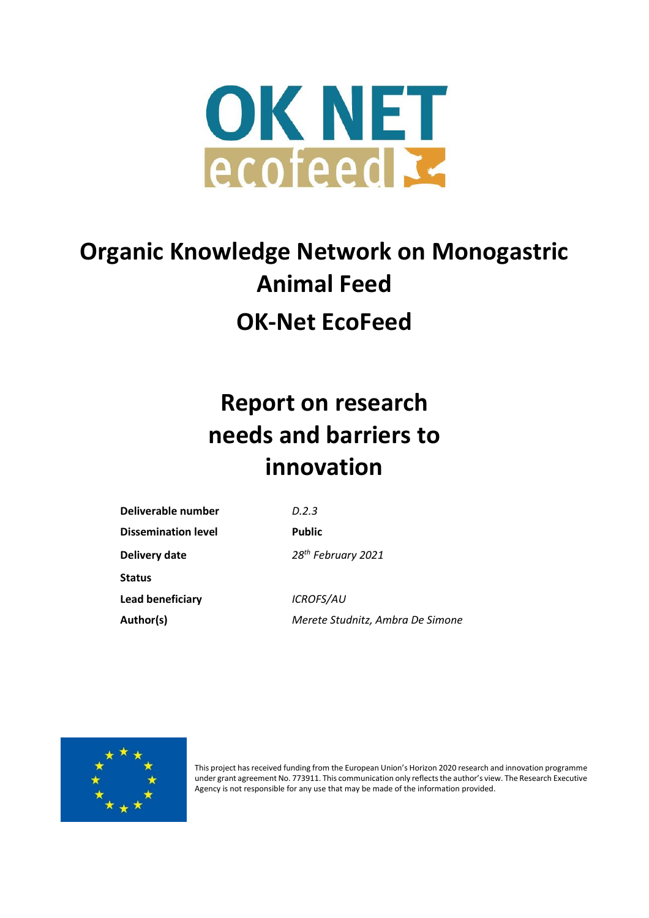OK NET ecofeed

# Organic Knowledge Network on Monogastric Animal Feed

# OK-Net EcoFeed

## Report on research needs and barriers to innovation

| | |
|---|---|
| **Deliverable number** | *D.2.3* |
| **Dissemination level** | **Public** |
| **Delivery date** | *28th February 2021* |
| **Status** | |
| **Lead beneficiary** | *ICROFS/AU* |
| **Author(s)** | *Merete Studnitz, Ambra De Simone* |

This project has received funding from the European Union's Horizon 2020 research and innovation programme under grant agreement No. 773911. This communication only reflects the author's view. The Research Executive Agency is not responsible for any use that may be made of the information provided.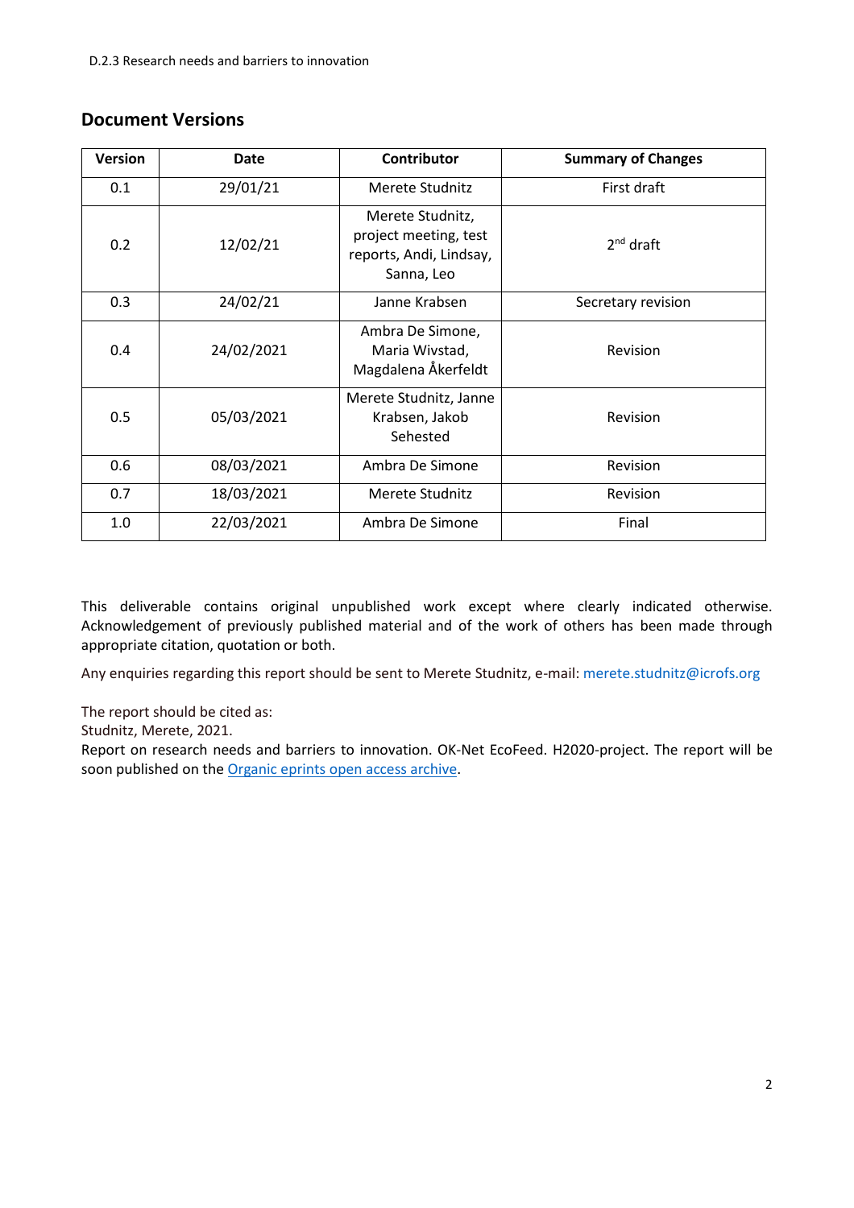## Document Versions

| Version | Date | Contributor | Summary of Changes |
|---|---|---|---|
| 0.1 | 29/01/21 | Merete Studnitz | First draft |
| 0.2 | 12/02/21 | Merete Studnitz, project meeting, test reports, Andi, Lindsay, Sanna, Leo | 2nd draft |
| 0.3 | 24/02/21 | Janne Krabsen | Secretary revision |
| 0.4 | 24/02/2021 | Ambra De Simone, Maria Wivstad, Magdalena Åkerfeldt | Revision |
| 0.5 | 05/03/2021 | Merete Studnitz, Janne Krabsen, Jakob Sehested | Revision |
| 0.6 | 08/03/2021 | Ambra De Simone | Revision |
| 0.7 | 18/03/2021 | Merete Studnitz | Revision |
| 1.0 | 22/03/2021 | Ambra De Simone | Final |

This deliverable contains original unpublished work except where clearly indicated otherwise. Acknowledgement of previously published material and of the work of others has been made through appropriate citation, quotation or both.

Any enquiries regarding this report should be sent to Merete Studnitz, e-mail: merete.studnitz@icrofs.org

The report should be cited as:
Studnitz, Merete, 2021.
Report on research needs and barriers to innovation. OK-Net EcoFeed. H2020-project. The report will be soon published on the Organic eprints open access archive.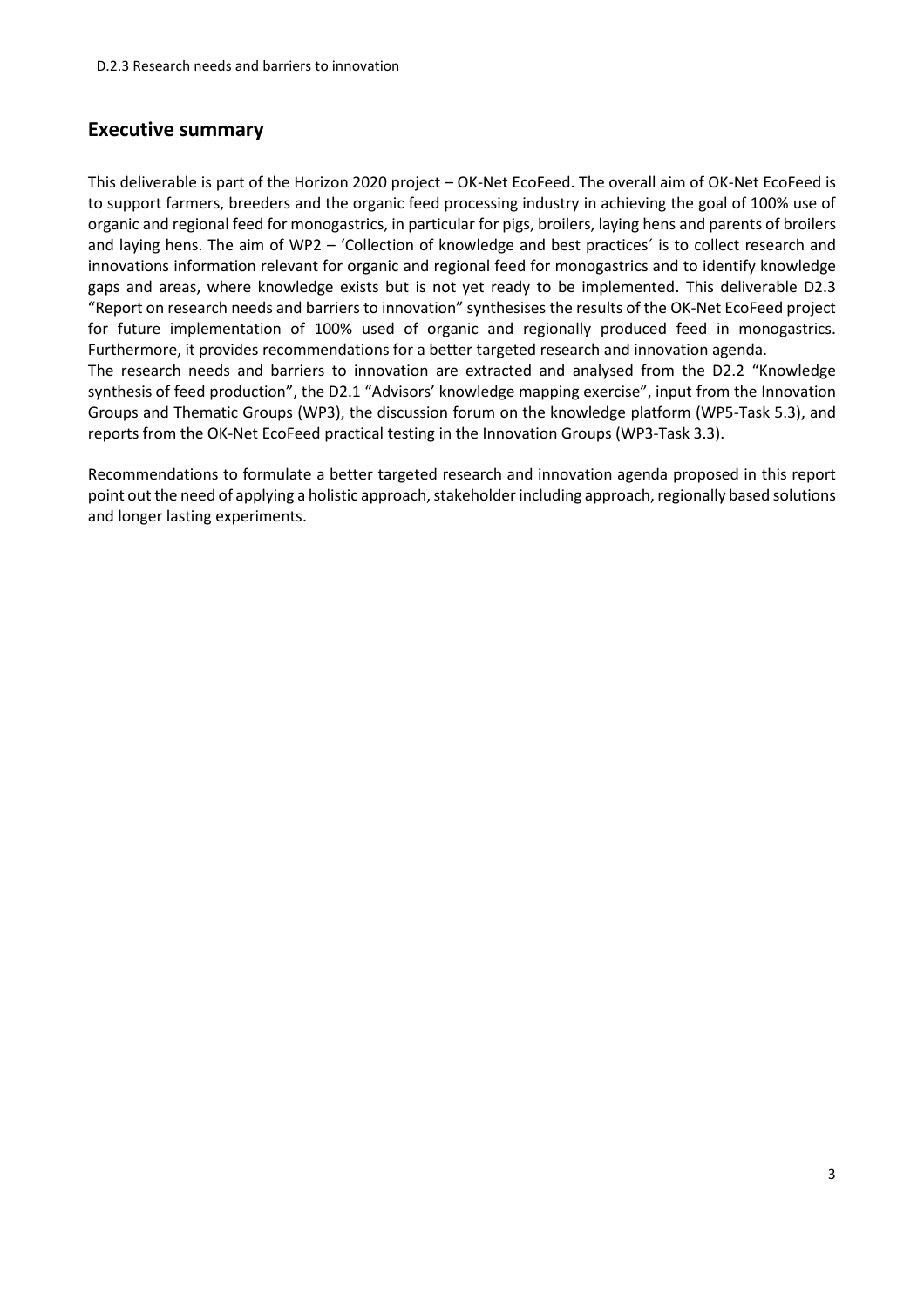## Executive summary

This deliverable is part of the Horizon 2020 project – OK-Net EcoFeed. The overall aim of OK-Net EcoFeed is to support farmers, breeders and the organic feed processing industry in achieving the goal of 100% use of organic and regional feed for monogastrics, in particular for pigs, broilers, laying hens and parents of broilers and laying hens. The aim of WP2 – 'Collection of knowledge and best practices´ is to collect research and innovations information relevant for organic and regional feed for monogastrics and to identify knowledge gaps and areas, where knowledge exists but is not yet ready to be implemented. This deliverable D2.3 "Report on research needs and barriers to innovation" synthesises the results of the OK-Net EcoFeed project for future implementation of 100% used of organic and regionally produced feed in monogastrics. Furthermore, it provides recommendations for a better targeted research and innovation agenda.

The research needs and barriers to innovation are extracted and analysed from the D2.2 "Knowledge synthesis of feed production", the D2.1 "Advisors' knowledge mapping exercise", input from the Innovation Groups and Thematic Groups (WP3), the discussion forum on the knowledge platform (WP5-Task 5.3), and reports from the OK-Net EcoFeed practical testing in the Innovation Groups (WP3-Task 3.3).

Recommendations to formulate a better targeted research and innovation agenda proposed in this report point out the need of applying a holistic approach, stakeholder including approach, regionally based solutions and longer lasting experiments.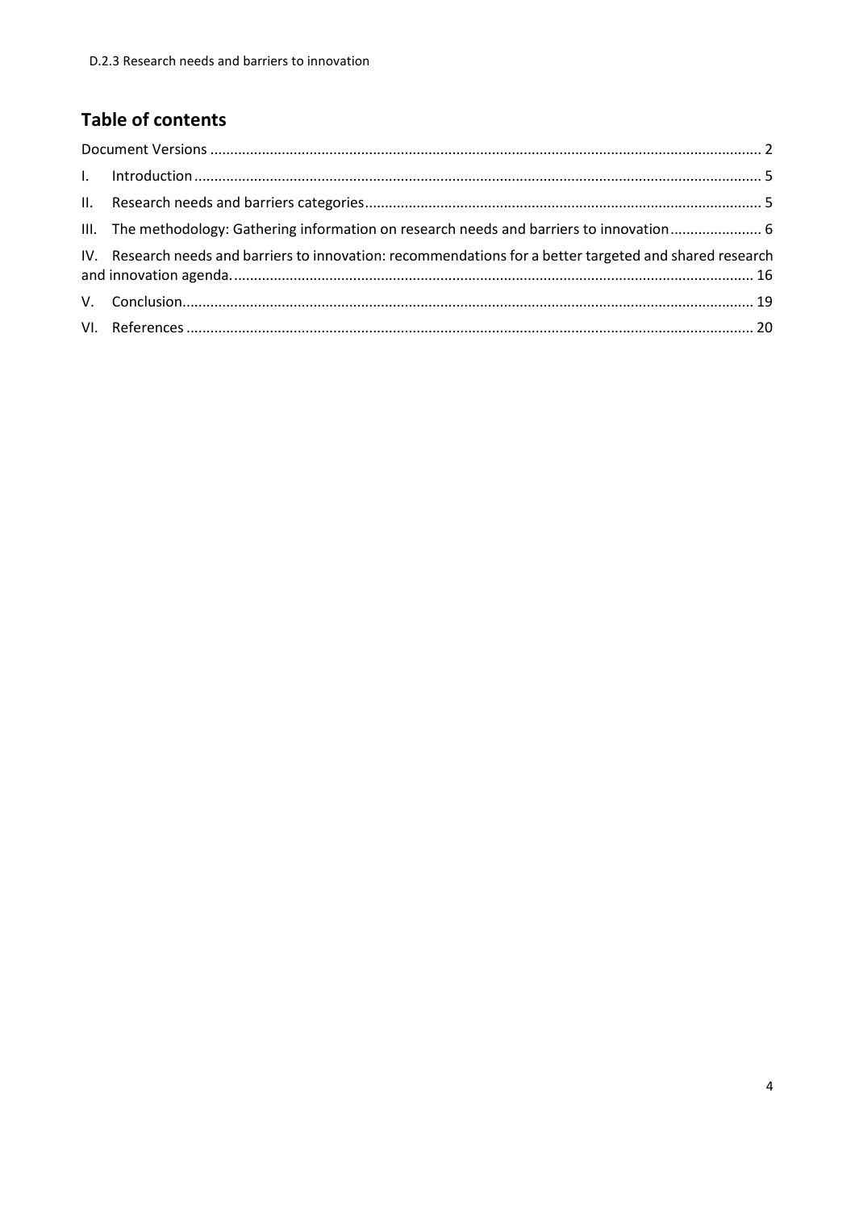## Table of contents

Document Versions ........................................................................................................................... 2

I. Introduction ................................................................................................................................. 5

II. Research needs and barriers categories ...................................................................................... 5

III. The methodology: Gathering information on research needs and barriers to innovation ....................... 6

IV. Research needs and barriers to innovation: recommendations for a better targeted and shared research and innovation agenda. ................................................................................................................ 16

V. Conclusion ................................................................................................................................. 19

VI. References ................................................................................................................................ 20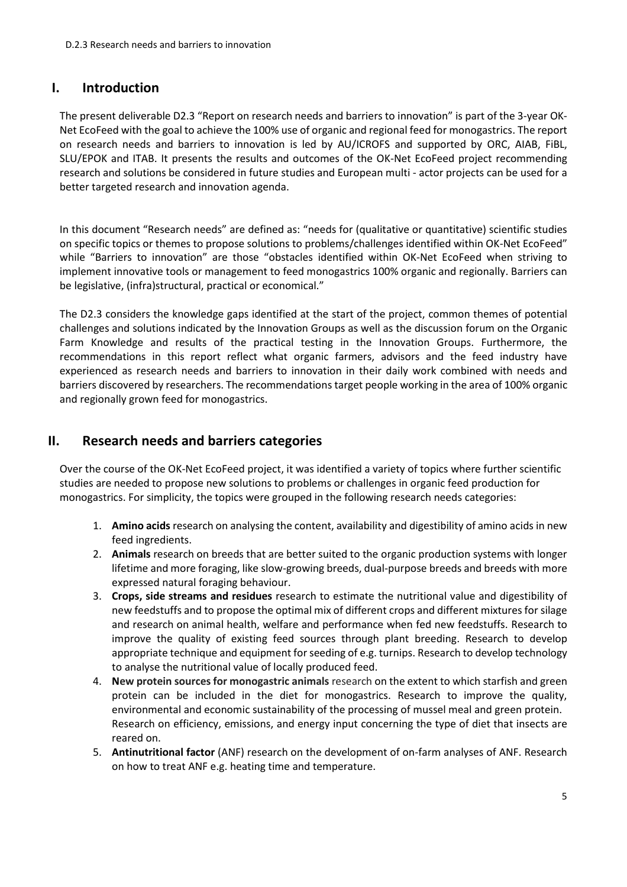## I. Introduction

The present deliverable D2.3 "Report on research needs and barriers to innovation" is part of the 3-year OK-Net EcoFeed with the goal to achieve the 100% use of organic and regional feed for monogastrics. The report on research needs and barriers to innovation is led by AU/ICROFS and supported by ORC, AIAB, FiBL, SLU/EPOK and ITAB. It presents the results and outcomes of the OK-Net EcoFeed project recommending research and solutions be considered in future studies and European multi - actor projects can be used for a better targeted research and innovation agenda.

In this document "Research needs" are defined as: "needs for (qualitative or quantitative) scientific studies on specific topics or themes to propose solutions to problems/challenges identified within OK-Net EcoFeed" while "Barriers to innovation" are those "obstacles identified within OK-Net EcoFeed when striving to implement innovative tools or management to feed monogastrics 100% organic and regionally. Barriers can be legislative, (infra)structural, practical or economical."

The D2.3 considers the knowledge gaps identified at the start of the project, common themes of potential challenges and solutions indicated by the Innovation Groups as well as the discussion forum on the Organic Farm Knowledge and results of the practical testing in the Innovation Groups. Furthermore, the recommendations in this report reflect what organic farmers, advisors and the feed industry have experienced as research needs and barriers to innovation in their daily work combined with needs and barriers discovered by researchers. The recommendations target people working in the area of 100% organic and regionally grown feed for monogastrics.

## II. Research needs and barriers categories

Over the course of the OK-Net EcoFeed project, it was identified a variety of topics where further scientific studies are needed to propose new solutions to problems or challenges in organic feed production for monogastrics. For simplicity, the topics were grouped in the following research needs categories:

1. **Amino acids** research on analysing the content, availability and digestibility of amino acids in new feed ingredients.
2. **Animals** research on breeds that are better suited to the organic production systems with longer lifetime and more foraging, like slow-growing breeds, dual-purpose breeds and breeds with more expressed natural foraging behaviour.
3. **Crops, side streams and residues** research to estimate the nutritional value and digestibility of new feedstuffs and to propose the optimal mix of different crops and different mixtures for silage and research on animal health, welfare and performance when fed new feedstuffs. Research to improve the quality of existing feed sources through plant breeding. Research to develop appropriate technique and equipment for seeding of e.g. turnips. Research to develop technology to analyse the nutritional value of locally produced feed.
4. **New protein sources for monogastric animals** research on the extent to which starfish and green protein can be included in the diet for monogastrics. Research to improve the quality, environmental and economic sustainability of the processing of mussel meal and green protein. Research on efficiency, emissions, and energy input concerning the type of diet that insects are reared on.
5. **Antinutritional factor** (ANF) research on the development of on-farm analyses of ANF. Research on how to treat ANF e.g. heating time and temperature.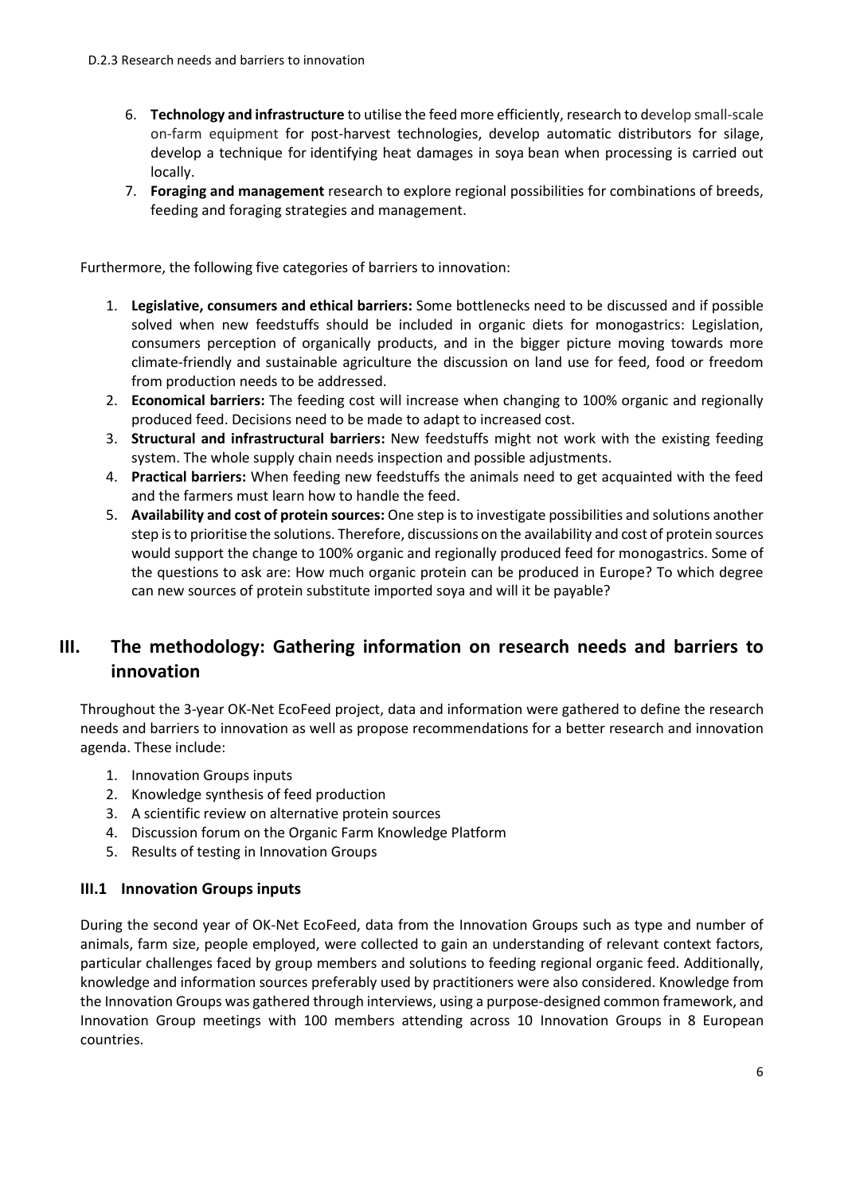6. **Technology and infrastructure** to utilise the feed more efficiently, research to develop small-scale on-farm equipment for post-harvest technologies, develop automatic distributors for silage, develop a technique for identifying heat damages in soya bean when processing is carried out locally.
7. **Foraging and management** research to explore regional possibilities for combinations of breeds, feeding and foraging strategies and management.

Furthermore, the following five categories of barriers to innovation:

1. **Legislative, consumers and ethical barriers:** Some bottlenecks need to be discussed and if possible solved when new feedstuffs should be included in organic diets for monogastrics: Legislation, consumers perception of organically products, and in the bigger picture moving towards more climate-friendly and sustainable agriculture the discussion on land use for feed, food or freedom from production needs to be addressed.
2. **Economical barriers:** The feeding cost will increase when changing to 100% organic and regionally produced feed. Decisions need to be made to adapt to increased cost.
3. **Structural and infrastructural barriers:** New feedstuffs might not work with the existing feeding system. The whole supply chain needs inspection and possible adjustments.
4. **Practical barriers:** When feeding new feedstuffs the animals need to get acquainted with the feed and the farmers must learn how to handle the feed.
5. **Availability and cost of protein sources:** One step is to investigate possibilities and solutions another step is to prioritise the solutions. Therefore, discussions on the availability and cost of protein sources would support the change to 100% organic and regionally produced feed for monogastrics. Some of the questions to ask are: How much organic protein can be produced in Europe? To which degree can new sources of protein substitute imported soya and will it be payable?

# III. The methodology: Gathering information on research needs and barriers to innovation

Throughout the 3-year OK-Net EcoFeed project, data and information were gathered to define the research needs and barriers to innovation as well as propose recommendations for a better research and innovation agenda. These include:

1. Innovation Groups inputs
2. Knowledge synthesis of feed production
3. A scientific review on alternative protein sources
4. Discussion forum on the Organic Farm Knowledge Platform
5. Results of testing in Innovation Groups

## III.1 Innovation Groups inputs

During the second year of OK-Net EcoFeed, data from the Innovation Groups such as type and number of animals, farm size, people employed, were collected to gain an understanding of relevant context factors, particular challenges faced by group members and solutions to feeding regional organic feed. Additionally, knowledge and information sources preferably used by practitioners were also considered. Knowledge from the Innovation Groups was gathered through interviews, using a purpose-designed common framework, and Innovation Group meetings with 100 members attending across 10 Innovation Groups in 8 European countries.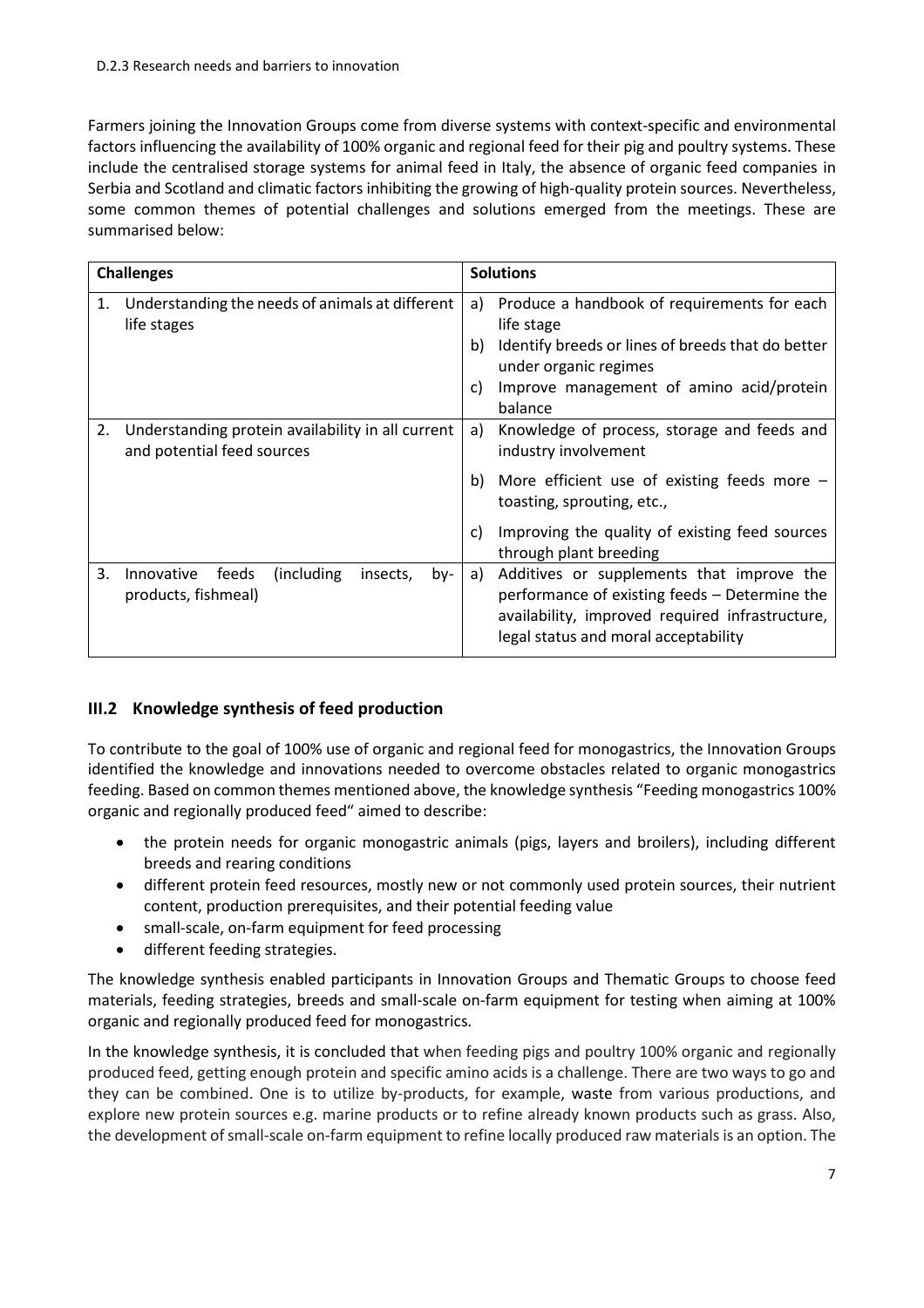D.2.3 Research needs and barriers to innovation

Farmers joining the Innovation Groups come from diverse systems with context-specific and environmental factors influencing the availability of 100% organic and regional feed for their pig and poultry systems. These include the centralised storage systems for animal feed in Italy, the absence of organic feed companies in Serbia and Scotland and climatic factors inhibiting the growing of high-quality protein sources. Nevertheless, some common themes of potential challenges and solutions emerged from the meetings. These are summarised below:

| Challenges | Solutions |
|---|---|
| 1. Understanding the needs of animals at different life stages | a) Produce a handbook of requirements for each life stage<br>b) Identify breeds or lines of breeds that do better under organic regimes<br>c) Improve management of amino acid/protein balance |
| 2. Understanding protein availability in all current and potential feed sources | a) Knowledge of process, storage and feeds and industry involvement<br>b) More efficient use of existing feeds more – toasting, sprouting, etc.,<br>c) Improving the quality of existing feed sources through plant breeding |
| 3. Innovative feeds (including insects, by-products, fishmeal) | a) Additives or supplements that improve the performance of existing feeds – Determine the availability, improved required infrastructure, legal status and moral acceptability |

## III.2 Knowledge synthesis of feed production

To contribute to the goal of 100% use of organic and regional feed for monogastrics, the Innovation Groups identified the knowledge and innovations needed to overcome obstacles related to organic monogastrics feeding. Based on common themes mentioned above, the knowledge synthesis "Feeding monogastrics 100% organic and regionally produced feed" aimed to describe:

- the protein needs for organic monogastric animals (pigs, layers and broilers), including different breeds and rearing conditions
- different protein feed resources, mostly new or not commonly used protein sources, their nutrient content, production prerequisites, and their potential feeding value
- small-scale, on-farm equipment for feed processing
- different feeding strategies.

The knowledge synthesis enabled participants in Innovation Groups and Thematic Groups to choose feed materials, feeding strategies, breeds and small-scale on-farm equipment for testing when aiming at 100% organic and regionally produced feed for monogastrics.

In the knowledge synthesis, it is concluded that when feeding pigs and poultry 100% organic and regionally produced feed, getting enough protein and specific amino acids is a challenge. There are two ways to go and they can be combined. One is to utilize by-products, for example, waste from various productions, and explore new protein sources e.g. marine products or to refine already known products such as grass. Also, the development of small-scale on-farm equipment to refine locally produced raw materials is an option. The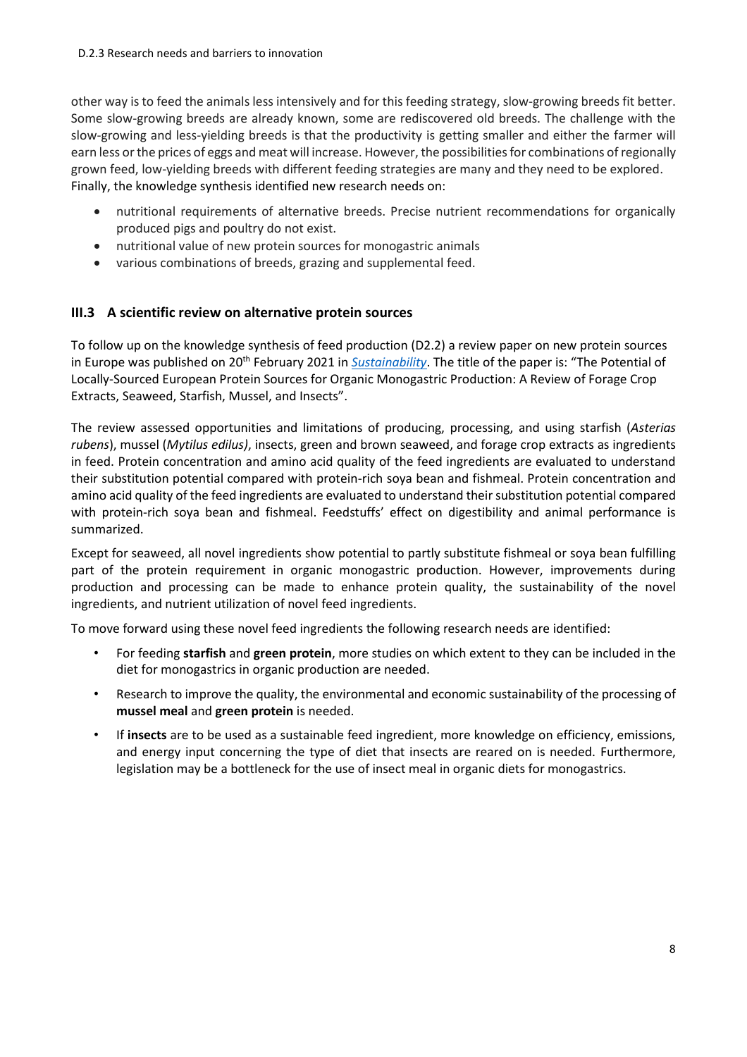other way is to feed the animals less intensively and for this feeding strategy, slow-growing breeds fit better. Some slow-growing breeds are already known, some are rediscovered old breeds. The challenge with the slow-growing and less-yielding breeds is that the productivity is getting smaller and either the farmer will earn less or the prices of eggs and meat will increase. However, the possibilities for combinations of regionally grown feed, low-yielding breeds with different feeding strategies are many and they need to be explored. Finally, the knowledge synthesis identified new research needs on:

- nutritional requirements of alternative breeds. Precise nutrient recommendations for organically produced pigs and poultry do not exist.
- nutritional value of new protein sources for monogastric animals
- various combinations of breeds, grazing and supplemental feed.

## III.3 A scientific review on alternative protein sources

To follow up on the knowledge synthesis of feed production (D2.2) a review paper on new protein sources in Europe was published on 20th February 2021 in *Sustainability*. The title of the paper is: "The Potential of Locally-Sourced European Protein Sources for Organic Monogastric Production: A Review of Forage Crop Extracts, Seaweed, Starfish, Mussel, and Insects".

The review assessed opportunities and limitations of producing, processing, and using starfish (*Asterias rubens*), mussel (*Mytilus edilus)*, insects, green and brown seaweed, and forage crop extracts as ingredients in feed. Protein concentration and amino acid quality of the feed ingredients are evaluated to understand their substitution potential compared with protein-rich soya bean and fishmeal. Protein concentration and amino acid quality of the feed ingredients are evaluated to understand their substitution potential compared with protein-rich soya bean and fishmeal. Feedstuffs' effect on digestibility and animal performance is summarized.

Except for seaweed, all novel ingredients show potential to partly substitute fishmeal or soya bean fulfilling part of the protein requirement in organic monogastric production. However, improvements during production and processing can be made to enhance protein quality, the sustainability of the novel ingredients, and nutrient utilization of novel feed ingredients.

To move forward using these novel feed ingredients the following research needs are identified:

- For feeding **starfish** and **green protein**, more studies on which extent to they can be included in the diet for monogastrics in organic production are needed.
- Research to improve the quality, the environmental and economic sustainability of the processing of **mussel meal** and **green protein** is needed.
- If **insects** are to be used as a sustainable feed ingredient, more knowledge on efficiency, emissions, and energy input concerning the type of diet that insects are reared on is needed. Furthermore, legislation may be a bottleneck for the use of insect meal in organic diets for monogastrics.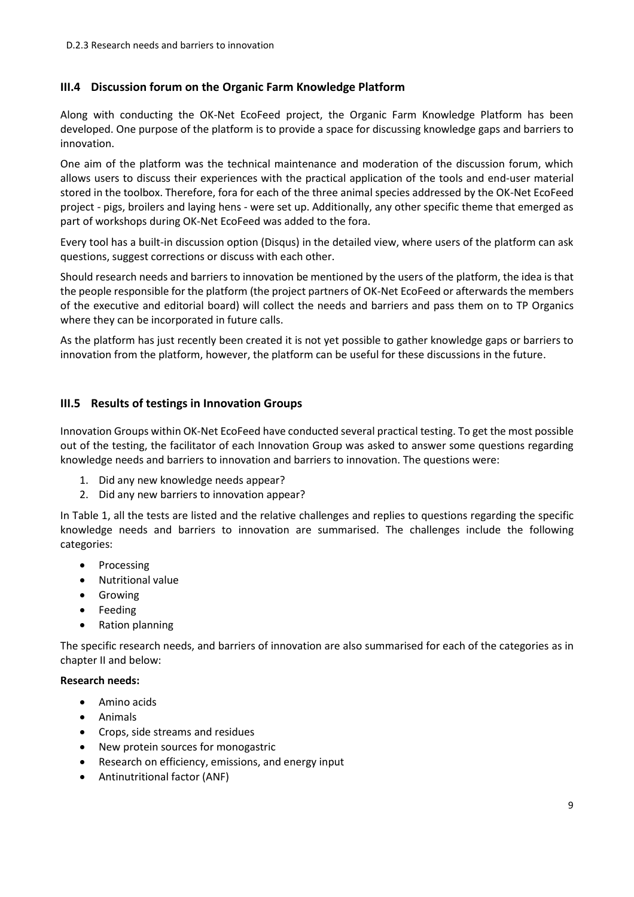## III.4 Discussion forum on the Organic Farm Knowledge Platform

Along with conducting the OK-Net EcoFeed project, the Organic Farm Knowledge Platform has been developed. One purpose of the platform is to provide a space for discussing knowledge gaps and barriers to innovation.

One aim of the platform was the technical maintenance and moderation of the discussion forum, which allows users to discuss their experiences with the practical application of the tools and end-user material stored in the toolbox. Therefore, fora for each of the three animal species addressed by the OK-Net EcoFeed project - pigs, broilers and laying hens - were set up. Additionally, any other specific theme that emerged as part of workshops during OK-Net EcoFeed was added to the fora.

Every tool has a built-in discussion option (Disqus) in the detailed view, where users of the platform can ask questions, suggest corrections or discuss with each other.

Should research needs and barriers to innovation be mentioned by the users of the platform, the idea is that the people responsible for the platform (the project partners of OK-Net EcoFeed or afterwards the members of the executive and editorial board) will collect the needs and barriers and pass them on to TP Organics where they can be incorporated in future calls.

As the platform has just recently been created it is not yet possible to gather knowledge gaps or barriers to innovation from the platform, however, the platform can be useful for these discussions in the future.

## III.5 Results of testings in Innovation Groups

Innovation Groups within OK-Net EcoFeed have conducted several practical testing. To get the most possible out of the testing, the facilitator of each Innovation Group was asked to answer some questions regarding knowledge needs and barriers to innovation and barriers to innovation. The questions were:

1. Did any new knowledge needs appear?
2. Did any new barriers to innovation appear?

In Table 1, all the tests are listed and the relative challenges and replies to questions regarding the specific knowledge needs and barriers to innovation are summarised. The challenges include the following categories:

- Processing
- Nutritional value
- Growing
- Feeding
- Ration planning

The specific research needs, and barriers of innovation are also summarised for each of the categories as in chapter II and below:

**Research needs:**

- Amino acids
- Animals
- Crops, side streams and residues
- New protein sources for monogastric
- Research on efficiency, emissions, and energy input
- Antinutritional factor (ANF)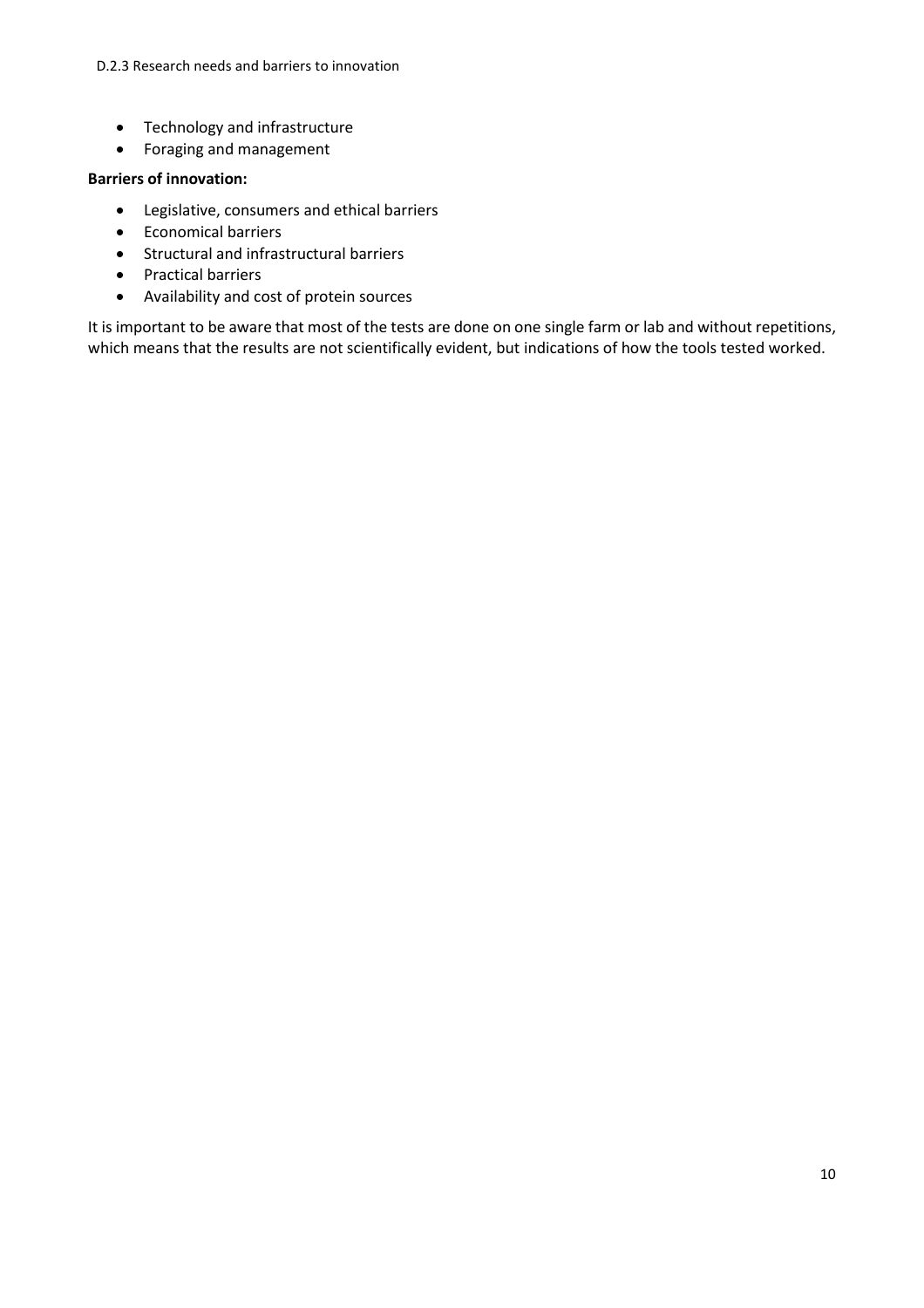- Technology and infrastructure
- Foraging and management

**Barriers of innovation:**

- Legislative, consumers and ethical barriers
- Economical barriers
- Structural and infrastructural barriers
- Practical barriers
- Availability and cost of protein sources

It is important to be aware that most of the tests are done on one single farm or lab and without repetitions, which means that the results are not scientifically evident, but indications of how the tools tested worked.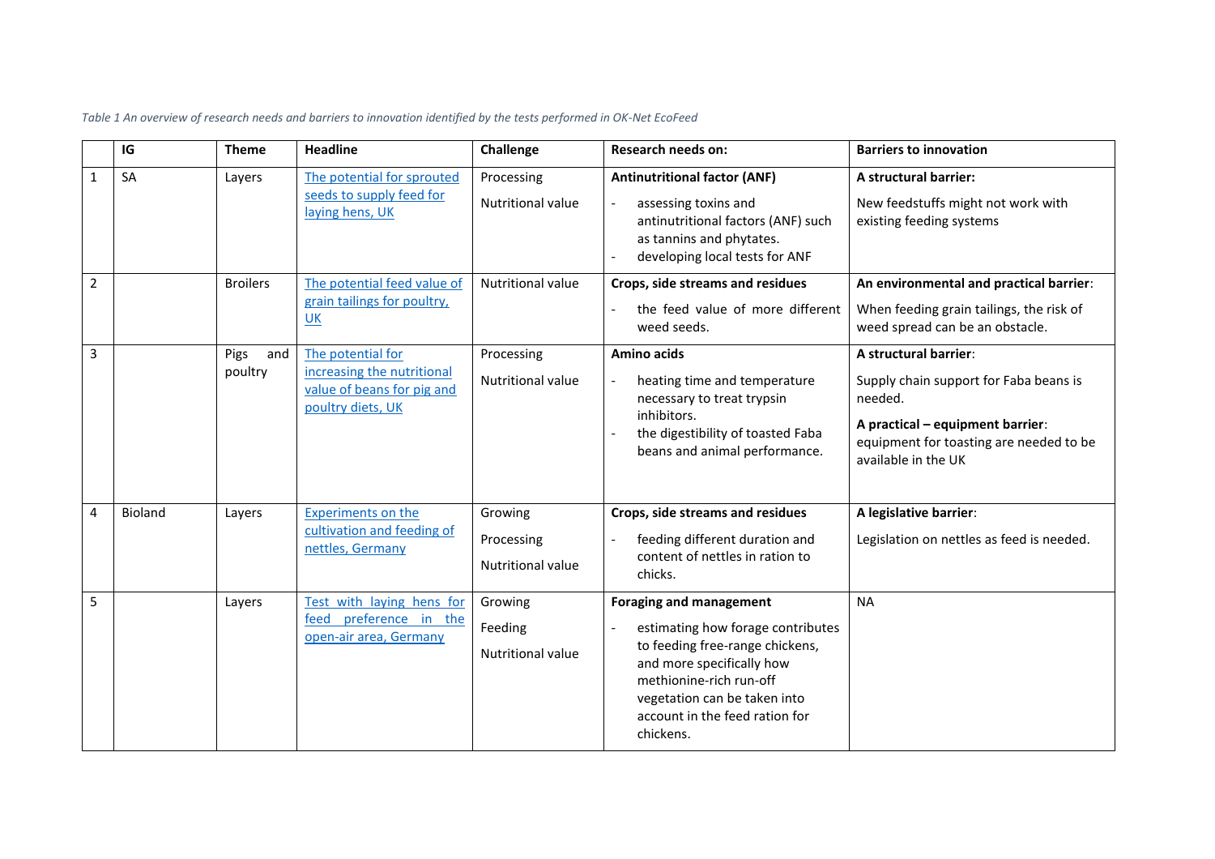*Table 1 An overview of research needs and barriers to innovation identified by the tests performed in OK-Net EcoFeed*

| | IG | Theme | Headline | Challenge | Research needs on: | Barriers to innovation |
|---|---|---|---|---|---|---|
| 1 | SA | Layers | [The potential for sprouted seeds to supply feed for laying hens, UK]() | Processing<br><br>Nutritional value | **Antinutritional factor (ANF)**<br>- assessing toxins and antinutritional factors (ANF) such as tannins and phytates.<br>- developing local tests for ANF | **A structural barrier:**<br>New feedstuffs might not work with existing feeding systems |
| 2 | | Broilers | [The potential feed value of grain tailings for poultry, UK]() | Nutritional value | **Crops, side streams and residues**<br>- the feed value of more different weed seeds. | **An environmental and practical barrier**:<br>When feeding grain tailings, the risk of weed spread can be an obstacle. |
| 3 | | Pigs and poultry | [The potential for increasing the nutritional value of beans for pig and poultry diets, UK]() | Processing<br><br>Nutritional value | **Amino acids**<br>- heating time and temperature necessary to treat trypsin inhibitors.<br>- the digestibility of toasted Faba beans and animal performance. | **A structural barrier**:<br>Supply chain support for Faba beans is needed.<br>**A practical – equipment barrier**:<br>equipment for toasting are needed to be available in the UK |
| 4 | Bioland | Layers | [Experiments on the cultivation and feeding of nettles, Germany]() | Growing<br><br>Processing<br><br>Nutritional value | **Crops, side streams and residues**<br>- feeding different duration and content of nettles in ration to chicks. | **A legislative barrier**:<br>Legislation on nettles as feed is needed. |
| 5 | | Layers | [Test with laying hens for feed preference in the open-air area, Germany]() | Growing<br><br>Feeding<br><br>Nutritional value | **Foraging and management**<br>- estimating how forage contributes to feeding free-range chickens, and more specifically how methionine-rich run-off vegetation can be taken into account in the feed ration for chickens. | NA |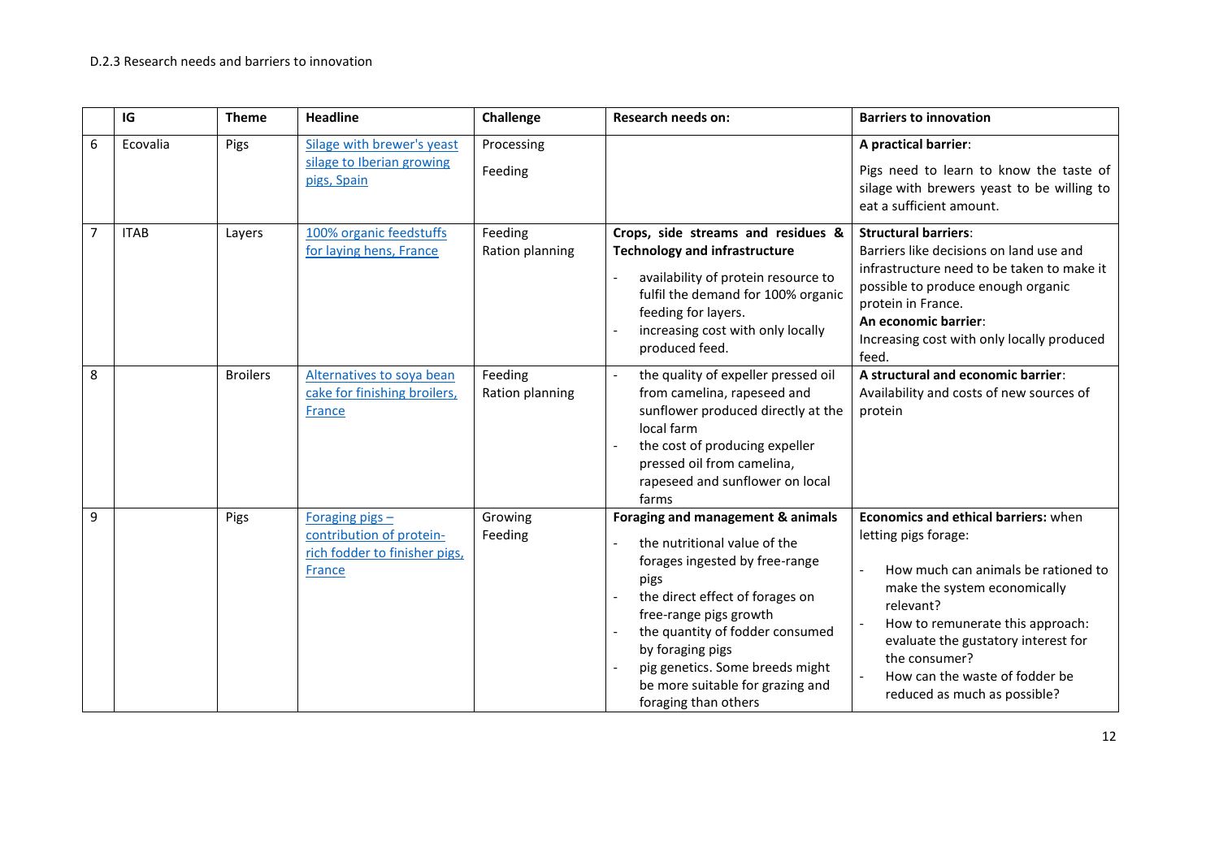D.2.3 Research needs and barriers to innovation

| | IG | Theme | Headline | Challenge | Research needs on: | Barriers to innovation |
|---|---|---|---|---|---|---|
| 6 | Ecovalia | Pigs | [Silage with brewer's yeast silage to Iberian growing pigs, Spain]() | Processing<br>Feeding | | **A practical barrier**:<br>Pigs need to learn to know the taste of silage with brewers yeast to be willing to eat a sufficient amount. |
| 7 | ITAB | Layers | [100% organic feedstuffs for laying hens, France]() | Feeding<br>Ration planning | **Crops, side streams and residues & Technology and infrastructure**<br>- availability of protein resource to fulfil the demand for 100% organic feeding for layers.<br>- increasing cost with only locally produced feed. | **Structural barriers**:<br>Barriers like decisions on land use and infrastructure need to be taken to make it possible to produce enough organic protein in France.<br>**An economic barrier**:<br>Increasing cost with only locally produced feed. |
| 8 | | Broilers | [Alternatives to soya bean cake for finishing broilers, France]() | Feeding<br>Ration planning | - the quality of expeller pressed oil from camelina, rapeseed and sunflower produced directly at the local farm<br>- the cost of producing expeller pressed oil from camelina, rapeseed and sunflower on local farms | **A structural and economic barrier**:<br>Availability and costs of new sources of protein |
| 9 | | Pigs | [Foraging pigs – contribution of protein-rich fodder to finisher pigs, France]() | Growing<br>Feeding | **Foraging and management & animals**<br>- the nutritional value of the forages ingested by free-range pigs<br>- the direct effect of forages on free-range pigs growth<br>- the quantity of fodder consumed by foraging pigs<br>- pig genetics. Some breeds might be more suitable for grazing and foraging than others | **Economics and ethical barriers:** when letting pigs forage:<br>- How much can animals be rationed to make the system economically relevant?<br>- How to remunerate this approach: evaluate the gustatory interest for the consumer?<br>- How can the waste of fodder be reduced as much as possible? |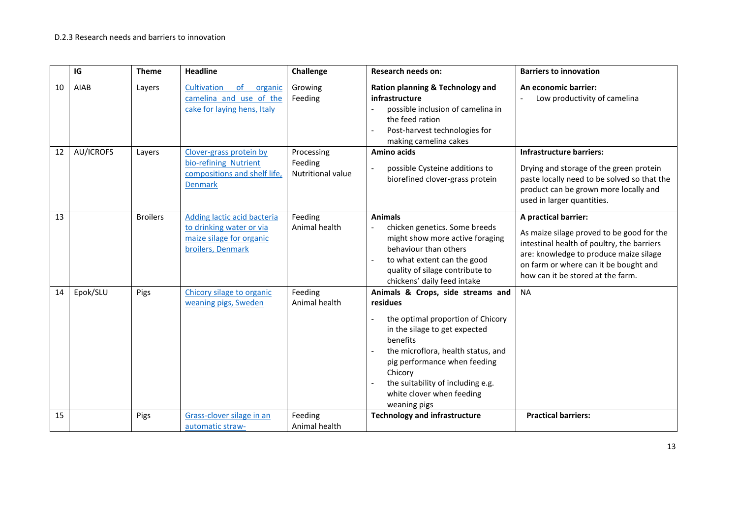D.2.3 Research needs and barriers to innovation

| | IG | Theme | Headline | Challenge | Research needs on: | Barriers to innovation |
|---|---|---|---|---|---|---|
| 10 | AIAB | Layers | Cultivation of organic camelina and use of the cake for laying hens, Italy | Growing<br>Feeding | **Ration planning & Technology and infrastructure**<br>- possible inclusion of camelina in the feed ration<br>- Post-harvest technologies for making camelina cakes | **An economic barrier:**<br>- Low productivity of camelina |
| 12 | AU/ICROFS | Layers | Clover-grass protein by bio-refining Nutrient compositions and shelf life, Denmark | Processing<br>Feeding<br>Nutritional value | **Amino acids**<br>- possible Cysteine additions to biorefined clover-grass protein | **Infrastructure barriers:**<br>Drying and storage of the green protein paste locally need to be solved so that the product can be grown more locally and used in larger quantities. |
| 13 | | Broilers | Adding lactic acid bacteria to drinking water or via maize silage for organic broilers, Denmark | Feeding<br>Animal health | **Animals**<br>- chicken genetics. Some breeds might show more active foraging behaviour than others<br>- to what extent can the good quality of silage contribute to chickens' daily feed intake | **A practical barrier:**<br>As maize silage proved to be good for the intestinal health of poultry, the barriers are: knowledge to produce maize silage on farm or where can it be bought and how can it be stored at the farm. |
| 14 | Epok/SLU | Pigs | Chicory silage to organic weaning pigs, Sweden | Feeding<br>Animal health | **Animals & Crops, side streams and residues**<br>- the optimal proportion of Chicory in the silage to get expected benefits<br>- the microflora, health status, and pig performance when feeding Chicory<br>- the suitability of including e.g. white clover when feeding weaning pigs | NA |
| 15 | | Pigs | Grass-clover silage in an automatic straw- | Feeding<br>Animal health | **Technology and infrastructure** | **Practical barriers:** |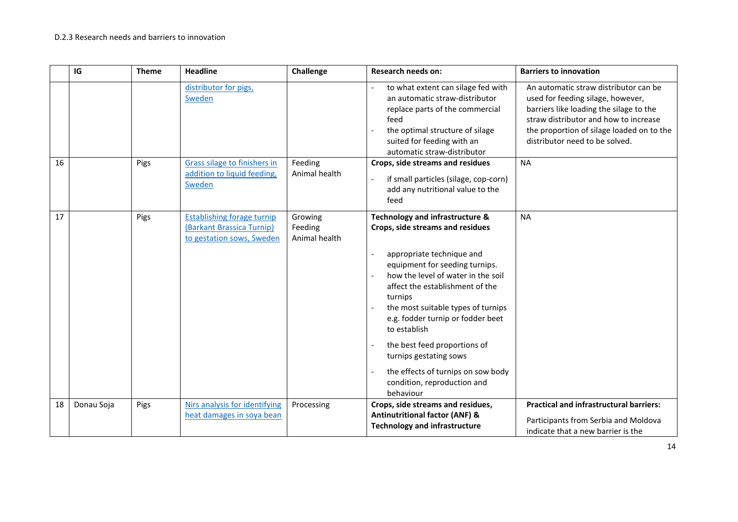| | IG | Theme | Headline | Challenge | Research needs on: | Barriers to innovation |
|---|---|---|---|---|---|---|
| | | | distributor for pigs, Sweden | | - to what extent can silage fed with an automatic straw-distributor replace parts of the commercial feed<br>- the optimal structure of silage suited for feeding with an automatic straw-distributor | An automatic straw distributor can be used for feeding silage, however, barriers like loading the silage to the straw distributor and how to increase the proportion of silage loaded on to the distributor need to be solved. |
| 16 | | Pigs | Grass silage to finishers in addition to liquid feeding, Sweden | Feeding<br>Animal health | **Crops, side streams and residues**<br>- if small particles (silage, cop-corn) add any nutritional value to the feed | NA |
| 17 | | Pigs | Establishing forage turnip (Barkant Brassica Turnip) to gestation sows, Sweden | Growing<br>Feeding<br>Animal health | **Technology and infrastructure & Crops, side streams and residues**<br>- appropriate technique and equipment for seeding turnips.<br>- how the level of water in the soil affect the establishment of the turnips<br>- the most suitable types of turnips e.g. fodder turnip or fodder beet to establish<br>- the best feed proportions of turnips gestating sows<br>- the effects of turnips on sow body condition, reproduction and behaviour | NA |
| 18 | Donau Soja | Pigs | Nirs analysis for identifying heat damages in soya bean | Processing | **Crops, side streams and residues, Antinutritional factor (ANF) & Technology and infrastructure** | **Practical and infrastructural barriers:**<br>Participants from Serbia and Moldova indicate that a new barrier is the |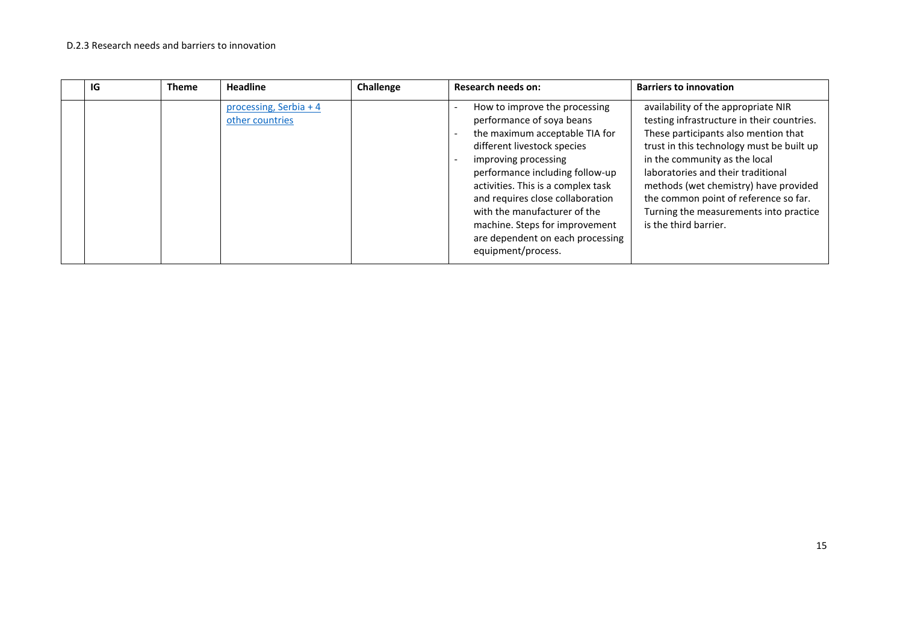D.2.3 Research needs and barriers to innovation

| | IG | Theme | Headline | Challenge | Research needs on: | Barriers to innovation |
|---|---|---|---|---|---|---|
| | | | processing, Serbia + 4 other countries | | - How to improve the processing performance of soya beans<br>- the maximum acceptable TIA for different livestock species<br>- improving processing performance including follow-up activities. This is a complex task and requires close collaboration with the manufacturer of the machine. Steps for improvement are dependent on each processing equipment/process. | availability of the appropriate NIR testing infrastructure in their countries. These participants also mention that trust in this technology must be built up in the community as the local laboratories and their traditional methods (wet chemistry) have provided the common point of reference so far. Turning the measurements into practice is the third barrier. |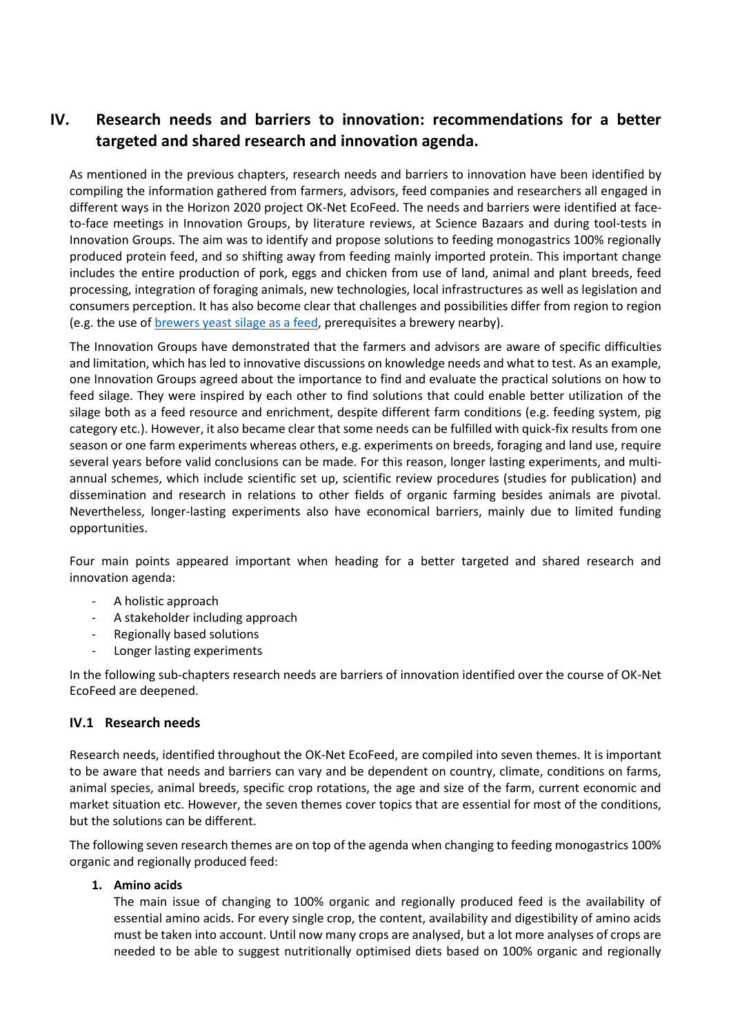## IV. Research needs and barriers to innovation: recommendations for a better targeted and shared research and innovation agenda.

As mentioned in the previous chapters, research needs and barriers to innovation have been identified by compiling the information gathered from farmers, advisors, feed companies and researchers all engaged in different ways in the Horizon 2020 project OK-Net EcoFeed. The needs and barriers were identified at face-to-face meetings in Innovation Groups, by literature reviews, at Science Bazaars and during tool-tests in Innovation Groups. The aim was to identify and propose solutions to feeding monogastrics 100% regionally produced protein feed, and so shifting away from feeding mainly imported protein. This important change includes the entire production of pork, eggs and chicken from use of land, animal and plant breeds, feed processing, integration of foraging animals, new technologies, local infrastructures as well as legislation and consumers perception. It has also become clear that challenges and possibilities differ from region to region (e.g. the use of brewers yeast silage as a feed, prerequisites a brewery nearby).

The Innovation Groups have demonstrated that the farmers and advisors are aware of specific difficulties and limitation, which has led to innovative discussions on knowledge needs and what to test. As an example, one Innovation Groups agreed about the importance to find and evaluate the practical solutions on how to feed silage. They were inspired by each other to find solutions that could enable better utilization of the silage both as a feed resource and enrichment, despite different farm conditions (e.g. feeding system, pig category etc.). However, it also became clear that some needs can be fulfilled with quick-fix results from one season or one farm experiments whereas others, e.g. experiments on breeds, foraging and land use, require several years before valid conclusions can be made. For this reason, longer lasting experiments, and multi-annual schemes, which include scientific set up, scientific review procedures (studies for publication) and dissemination and research in relations to other fields of organic farming besides animals are pivotal. Nevertheless, longer-lasting experiments also have economical barriers, mainly due to limited funding opportunities.

Four main points appeared important when heading for a better targeted and shared research and innovation agenda:

- A holistic approach
- A stakeholder including approach
- Regionally based solutions
- Longer lasting experiments

In the following sub-chapters research needs are barriers of innovation identified over the course of OK-Net EcoFeed are deepened.

### IV.1 Research needs

Research needs, identified throughout the OK-Net EcoFeed, are compiled into seven themes. It is important to be aware that needs and barriers can vary and be dependent on country, climate, conditions on farms, animal species, animal breeds, specific crop rotations, the age and size of the farm, current economic and market situation etc. However, the seven themes cover topics that are essential for most of the conditions, but the solutions can be different.

The following seven research themes are on top of the agenda when changing to feeding monogastrics 100% organic and regionally produced feed:

1. **Amino acids**
   The main issue of changing to 100% organic and regionally produced feed is the availability of essential amino acids. For every single crop, the content, availability and digestibility of amino acids must be taken into account. Until now many crops are analysed, but a lot more analyses of crops are needed to be able to suggest nutritionally optimised diets based on 100% organic and regionally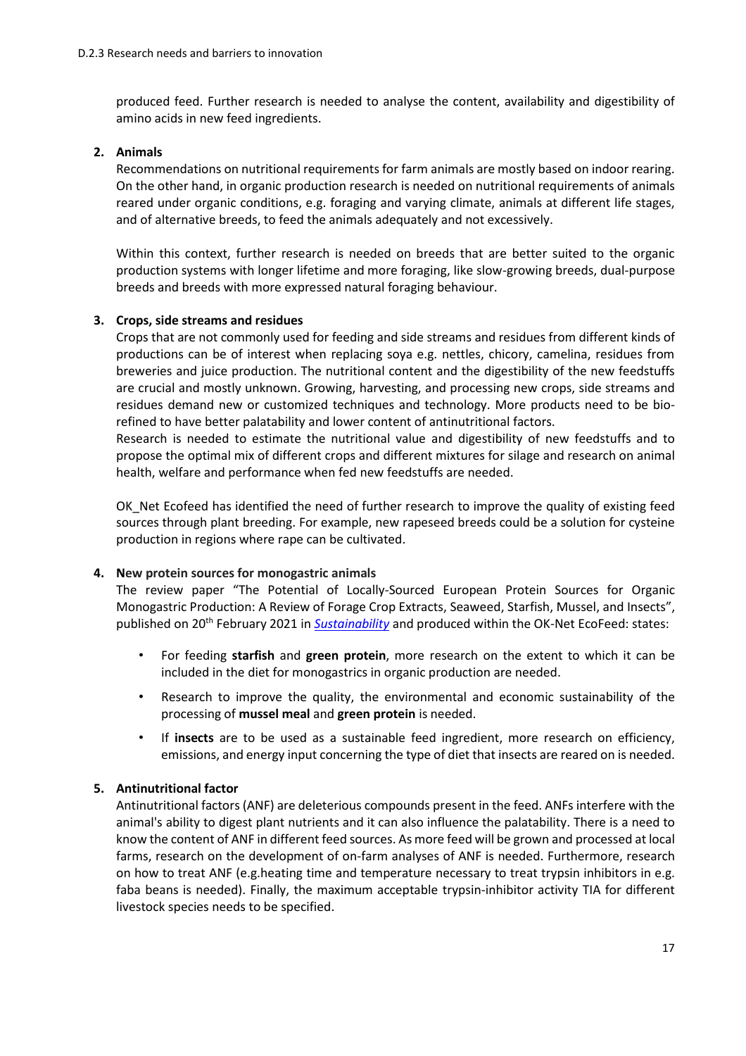produced feed. Further research is needed to analyse the content, availability and digestibility of amino acids in new feed ingredients.

2. **Animals**

   Recommendations on nutritional requirements for farm animals are mostly based on indoor rearing. On the other hand, in organic production research is needed on nutritional requirements of animals reared under organic conditions, e.g. foraging and varying climate, animals at different life stages, and of alternative breeds, to feed the animals adequately and not excessively.

   Within this context, further research is needed on breeds that are better suited to the organic production systems with longer lifetime and more foraging, like slow-growing breeds, dual-purpose breeds and breeds with more expressed natural foraging behaviour.

3. **Crops, side streams and residues**

   Crops that are not commonly used for feeding and side streams and residues from different kinds of productions can be of interest when replacing soya e.g. nettles, chicory, camelina, residues from breweries and juice production. The nutritional content and the digestibility of the new feedstuffs are crucial and mostly unknown. Growing, harvesting, and processing new crops, side streams and residues demand new or customized techniques and technology. More products need to be bio-refined to have better palatability and lower content of antinutritional factors.

   Research is needed to estimate the nutritional value and digestibility of new feedstuffs and to propose the optimal mix of different crops and different mixtures for silage and research on animal health, welfare and performance when fed new feedstuffs are needed.

   OK_Net Ecofeed has identified the need of further research to improve the quality of existing feed sources through plant breeding. For example, new rapeseed breeds could be a solution for cysteine production in regions where rape can be cultivated.

4. **New protein sources for monogastric animals**

   The review paper "The Potential of Locally-Sourced European Protein Sources for Organic Monogastric Production: A Review of Forage Crop Extracts, Seaweed, Starfish, Mussel, and Insects", published on 20th February 2021 in *Sustainability* and produced within the OK-Net EcoFeed: states:

   - For feeding **starfish** and **green protein**, more research on the extent to which it can be included in the diet for monogastrics in organic production are needed.
   - Research to improve the quality, the environmental and economic sustainability of the processing of **mussel meal** and **green protein** is needed.
   - If **insects** are to be used as a sustainable feed ingredient, more research on efficiency, emissions, and energy input concerning the type of diet that insects are reared on is needed.

5. **Antinutritional factor**

   Antinutritional factors (ANF) are deleterious compounds present in the feed. ANFs interfere with the animal's ability to digest plant nutrients and it can also influence the palatability. There is a need to know the content of ANF in different feed sources. As more feed will be grown and processed at local farms, research on the development of on-farm analyses of ANF is needed. Furthermore, research on how to treat ANF (e.g.heating time and temperature necessary to treat trypsin inhibitors in e.g. faba beans is needed). Finally, the maximum acceptable trypsin-inhibitor activity TIA for different livestock species needs to be specified.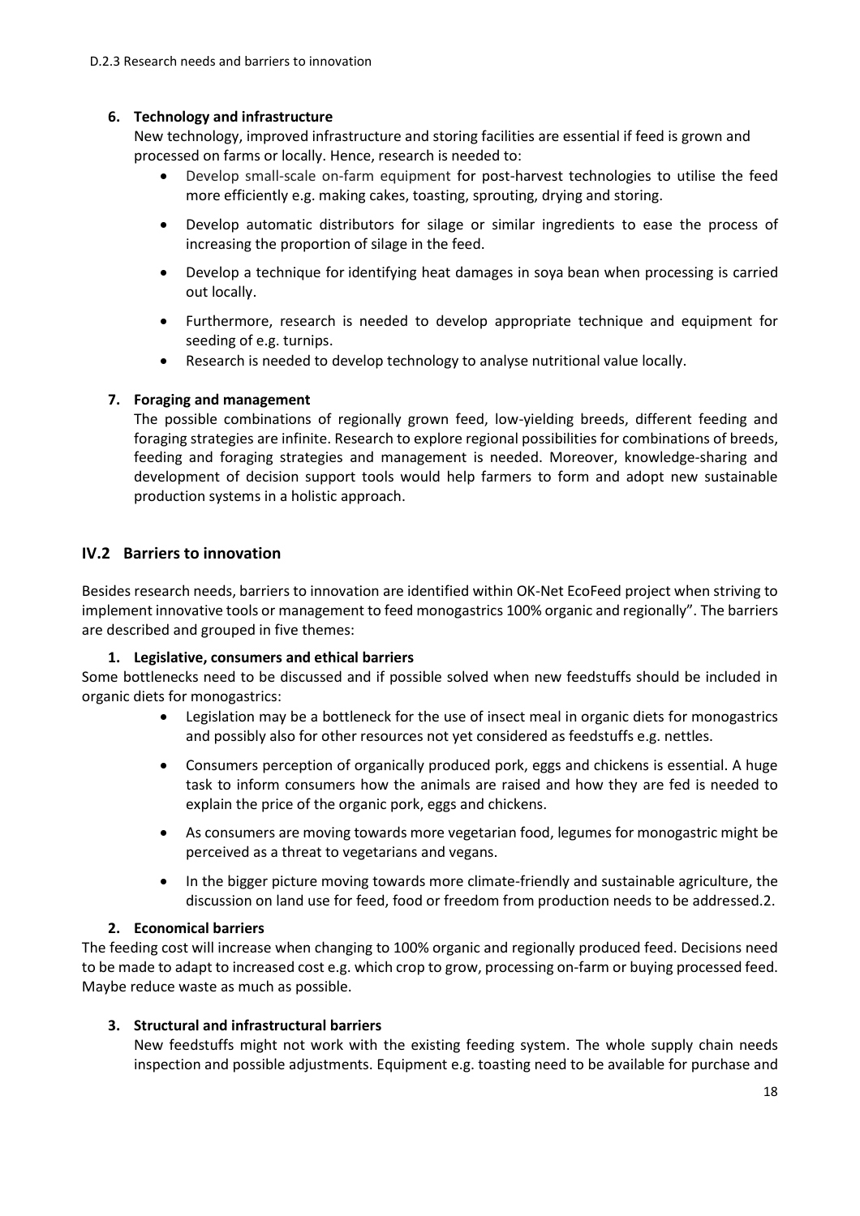**6. Technology and infrastructure**

New technology, improved infrastructure and storing facilities are essential if feed is grown and processed on farms or locally. Hence, research is needed to:

- Develop small-scale on-farm equipment for post-harvest technologies to utilise the feed more efficiently e.g. making cakes, toasting, sprouting, drying and storing.
- Develop automatic distributors for silage or similar ingredients to ease the process of increasing the proportion of silage in the feed.
- Develop a technique for identifying heat damages in soya bean when processing is carried out locally.
- Furthermore, research is needed to develop appropriate technique and equipment for seeding of e.g. turnips.
- Research is needed to develop technology to analyse nutritional value locally.

**7. Foraging and management**

The possible combinations of regionally grown feed, low-yielding breeds, different feeding and foraging strategies are infinite. Research to explore regional possibilities for combinations of breeds, feeding and foraging strategies and management is needed. Moreover, knowledge-sharing and development of decision support tools would help farmers to form and adopt new sustainable production systems in a holistic approach.

## IV.2 Barriers to innovation

Besides research needs, barriers to innovation are identified within OK-Net EcoFeed project when striving to implement innovative tools or management to feed monogastrics 100% organic and regionally". The barriers are described and grouped in five themes:

**1. Legislative, consumers and ethical barriers**

Some bottlenecks need to be discussed and if possible solved when new feedstuffs should be included in organic diets for monogastrics:

- Legislation may be a bottleneck for the use of insect meal in organic diets for monogastrics and possibly also for other resources not yet considered as feedstuffs e.g. nettles.
- Consumers perception of organically produced pork, eggs and chickens is essential. A huge task to inform consumers how the animals are raised and how they are fed is needed to explain the price of the organic pork, eggs and chickens.
- As consumers are moving towards more vegetarian food, legumes for monogastric might be perceived as a threat to vegetarians and vegans.
- In the bigger picture moving towards more climate-friendly and sustainable agriculture, the discussion on land use for feed, food or freedom from production needs to be addressed.2.

**2. Economical barriers**

The feeding cost will increase when changing to 100% organic and regionally produced feed. Decisions need to be made to adapt to increased cost e.g. which crop to grow, processing on-farm or buying processed feed. Maybe reduce waste as much as possible.

**3. Structural and infrastructural barriers**

New feedstuffs might not work with the existing feeding system. The whole supply chain needs inspection and possible adjustments. Equipment e.g. toasting need to be available for purchase and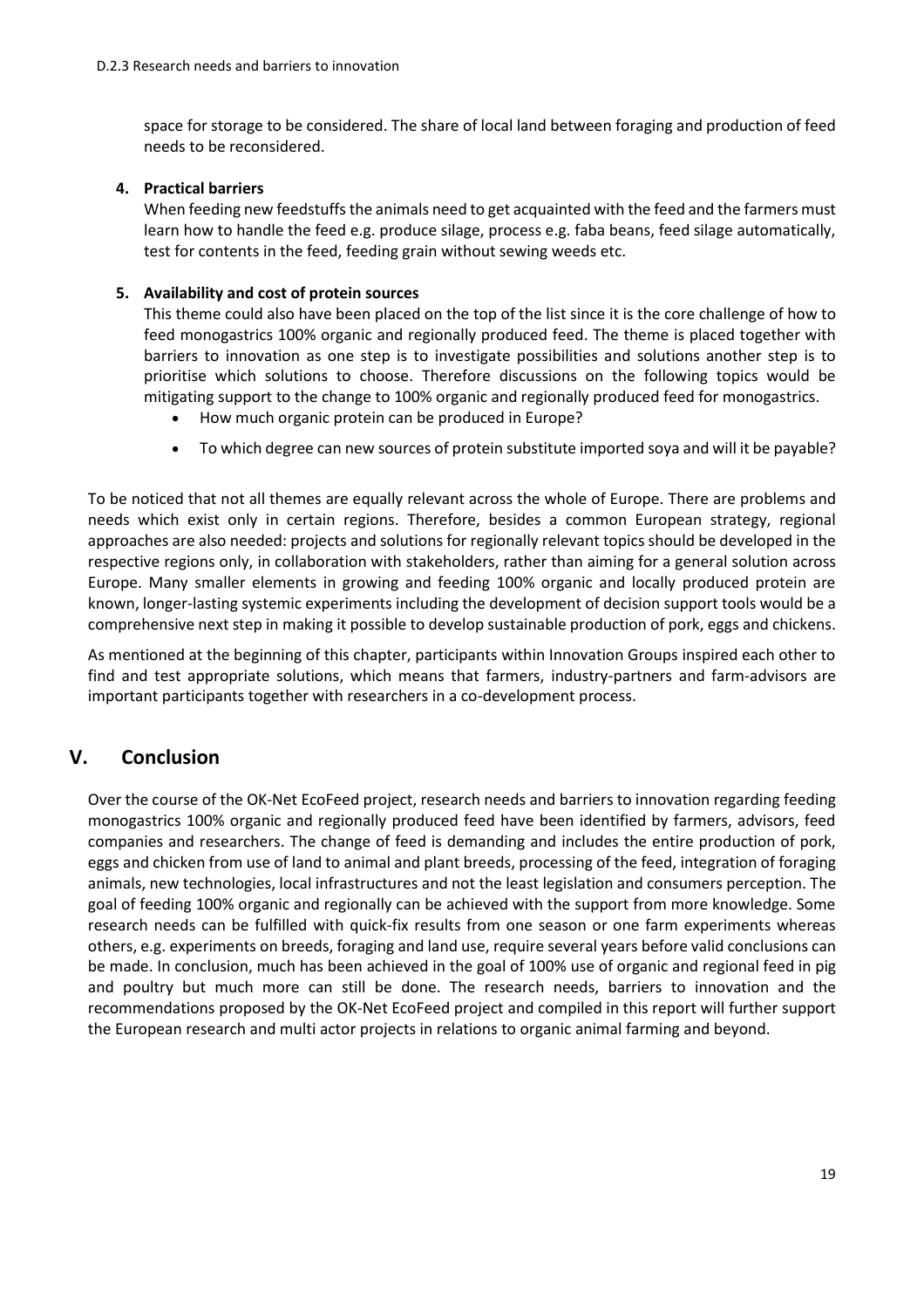space for storage to be considered. The share of local land between foraging and production of feed needs to be reconsidered.

4. **Practical barriers**
   When feeding new feedstuffs the animals need to get acquainted with the feed and the farmers must learn how to handle the feed e.g. produce silage, process e.g. faba beans, feed silage automatically, test for contents in the feed, feeding grain without sewing weeds etc.

5. **Availability and cost of protein sources**
   This theme could also have been placed on the top of the list since it is the core challenge of how to feed monogastrics 100% organic and regionally produced feed. The theme is placed together with barriers to innovation as one step is to investigate possibilities and solutions another step is to prioritise which solutions to choose. Therefore discussions on the following topics would be mitigating support to the change to 100% organic and regionally produced feed for monogastrics.
   - How much organic protein can be produced in Europe?
   - To which degree can new sources of protein substitute imported soya and will it be payable?

To be noticed that not all themes are equally relevant across the whole of Europe. There are problems and needs which exist only in certain regions. Therefore, besides a common European strategy, regional approaches are also needed: projects and solutions for regionally relevant topics should be developed in the respective regions only, in collaboration with stakeholders, rather than aiming for a general solution across Europe. Many smaller elements in growing and feeding 100% organic and locally produced protein are known, longer-lasting systemic experiments including the development of decision support tools would be a comprehensive next step in making it possible to develop sustainable production of pork, eggs and chickens.

As mentioned at the beginning of this chapter, participants within Innovation Groups inspired each other to find and test appropriate solutions, which means that farmers, industry-partners and farm-advisors are important participants together with researchers in a co-development process.

# V. Conclusion

Over the course of the OK-Net EcoFeed project, research needs and barriers to innovation regarding feeding monogastrics 100% organic and regionally produced feed have been identified by farmers, advisors, feed companies and researchers. The change of feed is demanding and includes the entire production of pork, eggs and chicken from use of land to animal and plant breeds, processing of the feed, integration of foraging animals, new technologies, local infrastructures and not the least legislation and consumers perception. The goal of feeding 100% organic and regionally can be achieved with the support from more knowledge. Some research needs can be fulfilled with quick-fix results from one season or one farm experiments whereas others, e.g. experiments on breeds, foraging and land use, require several years before valid conclusions can be made. In conclusion, much has been achieved in the goal of 100% use of organic and regional feed in pig and poultry but much more can still be done. The research needs, barriers to innovation and the recommendations proposed by the OK-Net EcoFeed project and compiled in this report will further support the European research and multi actor projects in relations to organic animal farming and beyond.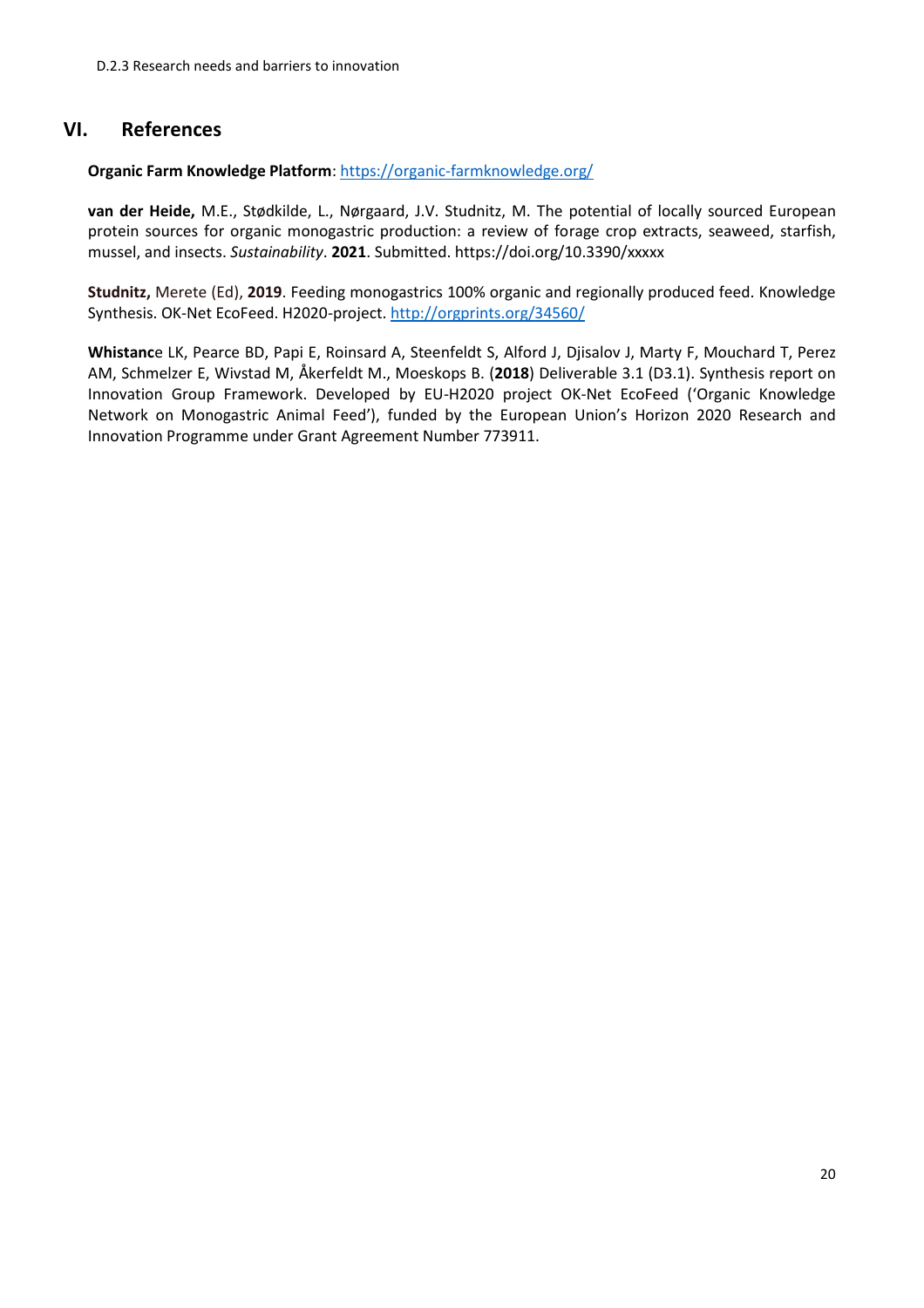# VI. References

**Organic Farm Knowledge Platform**: https://organic-farmknowledge.org/

**van der Heide,** M.E., Stødkilde, L., Nørgaard, J.V. Studnitz, M. The potential of locally sourced European protein sources for organic monogastric production: a review of forage crop extracts, seaweed, starfish, mussel, and insects. *Sustainability*. **2021**. Submitted. https://doi.org/10.3390/xxxxx

**Studnitz,** Merete (Ed), **2019**. Feeding monogastrics 100% organic and regionally produced feed. Knowledge Synthesis. OK-Net EcoFeed. H2020-project. http://orgprints.org/34560/

**Whistanc**e LK, Pearce BD, Papi E, Roinsard A, Steenfeldt S, Alford J, Djisalov J, Marty F, Mouchard T, Perez AM, Schmelzer E, Wivstad M, Åkerfeldt M., Moeskops B. (**2018**) Deliverable 3.1 (D3.1). Synthesis report on Innovation Group Framework. Developed by EU-H2020 project OK-Net EcoFeed ('Organic Knowledge Network on Monogastric Animal Feed'), funded by the European Union's Horizon 2020 Research and Innovation Programme under Grant Agreement Number 773911.